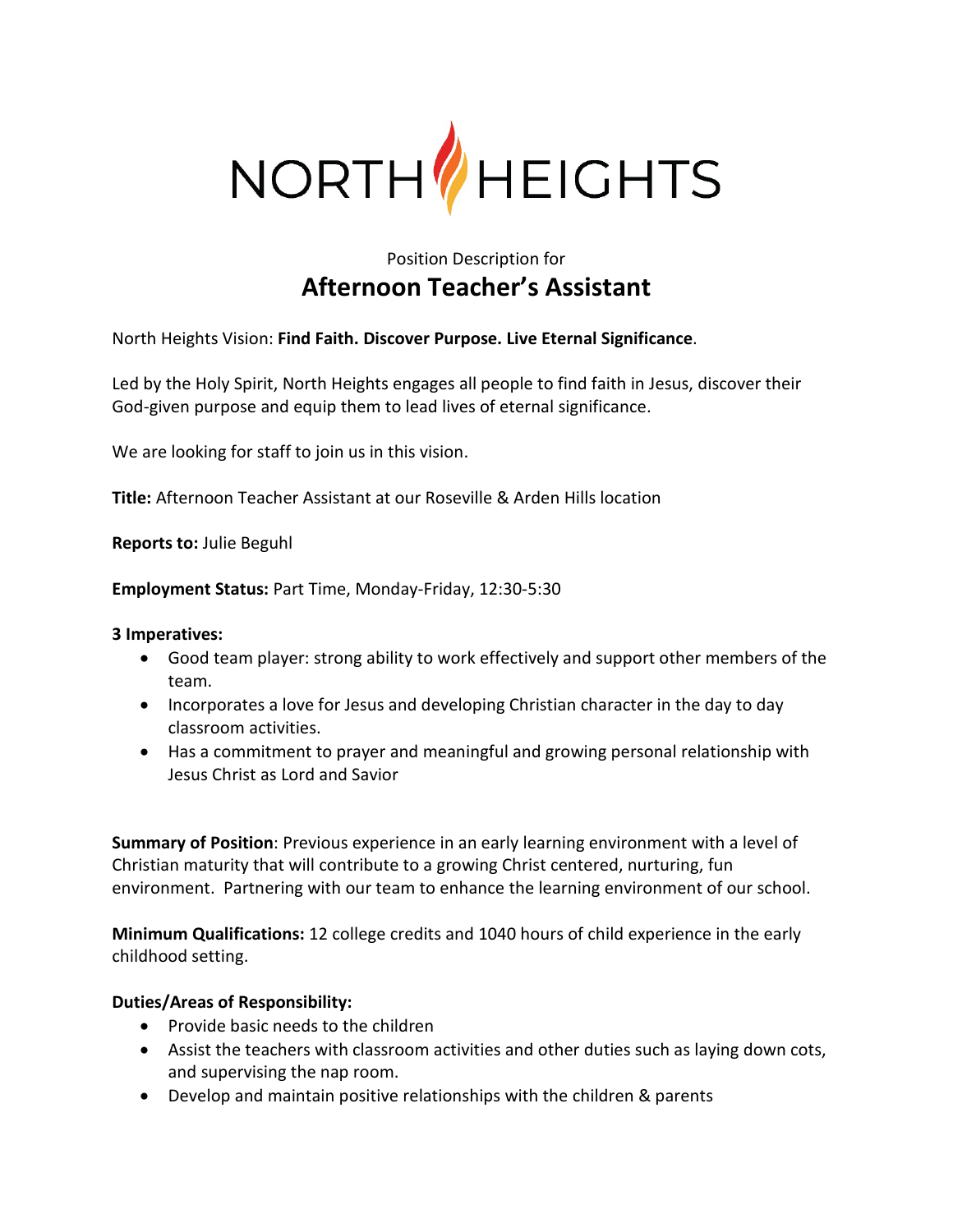# NORTH HEIGHTS

Position Description for

## Afternoon Teacher's Assistant

North Heights Vision: **Find Faith. Discover Purpose. Live Eternal Significance**.

Led by the Holy Spirit, North Heights engages all people to find faith in Jesus, discover their God-given purpose and equip them to lead lives of eternal significance.

We are looking for staff to join us in this vision.

**Title:** Afternoon Teacher Assistant at our Roseville & Arden Hills location

**Reports to:** Julie Beguhl

**Employment Status:** Part Time, Monday-Friday, 12:30-5:30

**3 Imperatives:**

- Good team player: strong ability to work effectively and support other members of the team.
- Incorporates a love for Jesus and developing Christian character in the day to day classroom activities.
- Has a commitment to prayer and meaningful and growing personal relationship with Jesus Christ as Lord and Savior

**Summary of Position**: Previous experience in an early learning environment with a level of Christian maturity that will contribute to a growing Christ centered, nurturing, fun environment. Partnering with our team to enhance the learning environment of our school.

**Minimum Qualifications:** 12 college credits and 1040 hours of child experience in the early childhood setting.

**Duties/Areas of Responsibility:**

- Provide basic needs to the children
- Assist the teachers with classroom activities and other duties such as laying down cots, and supervising the nap room.
- Develop and maintain positive relationships with the children & parents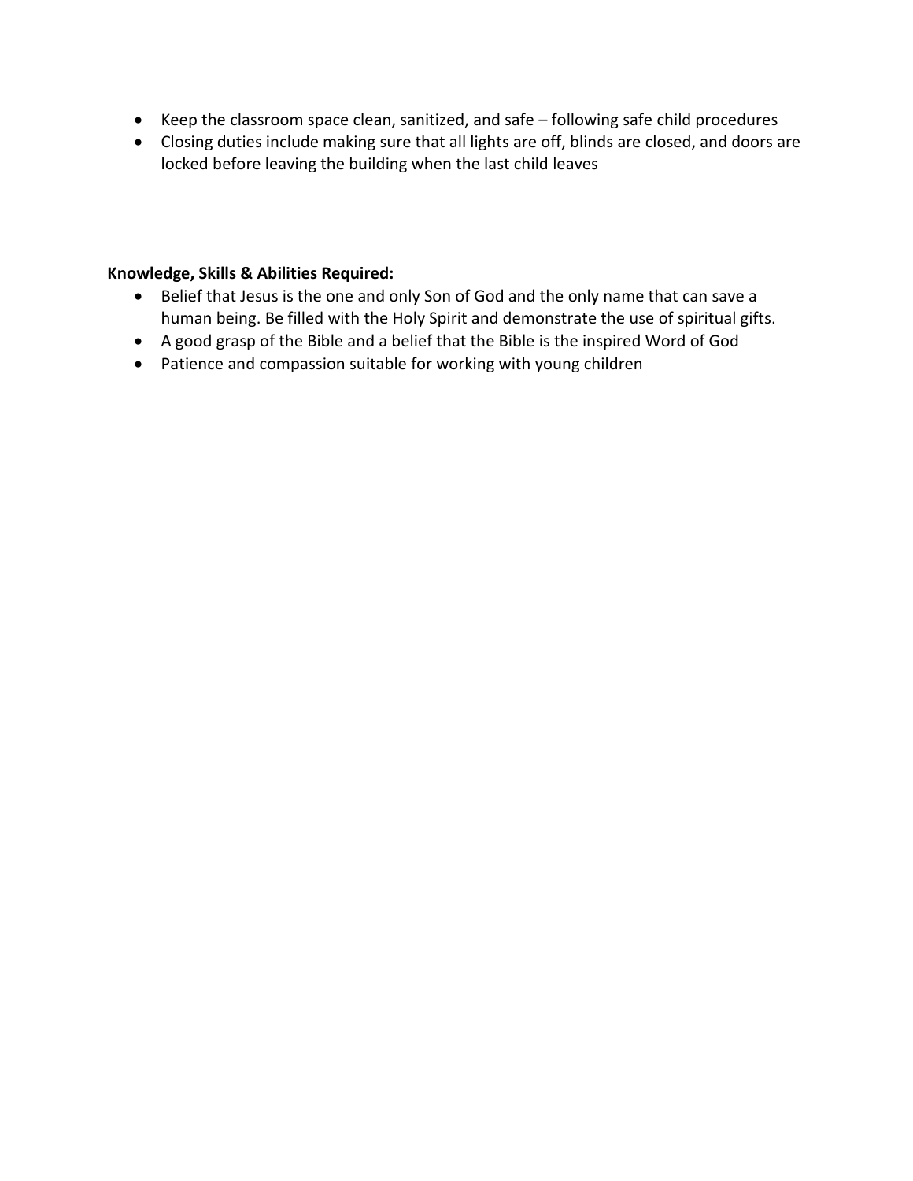- Keep the classroom space clean, sanitized, and safe – following safe child procedures
- Closing duties include making sure that all lights are off, blinds are closed, and doors are locked before leaving the building when the last child leaves

**Knowledge, Skills & Abilities Required:**

- Belief that Jesus is the one and only Son of God and the only name that can save a human being. Be filled with the Holy Spirit and demonstrate the use of spiritual gifts.
- A good grasp of the Bible and a belief that the Bible is the inspired Word of God
- Patience and compassion suitable for working with young children